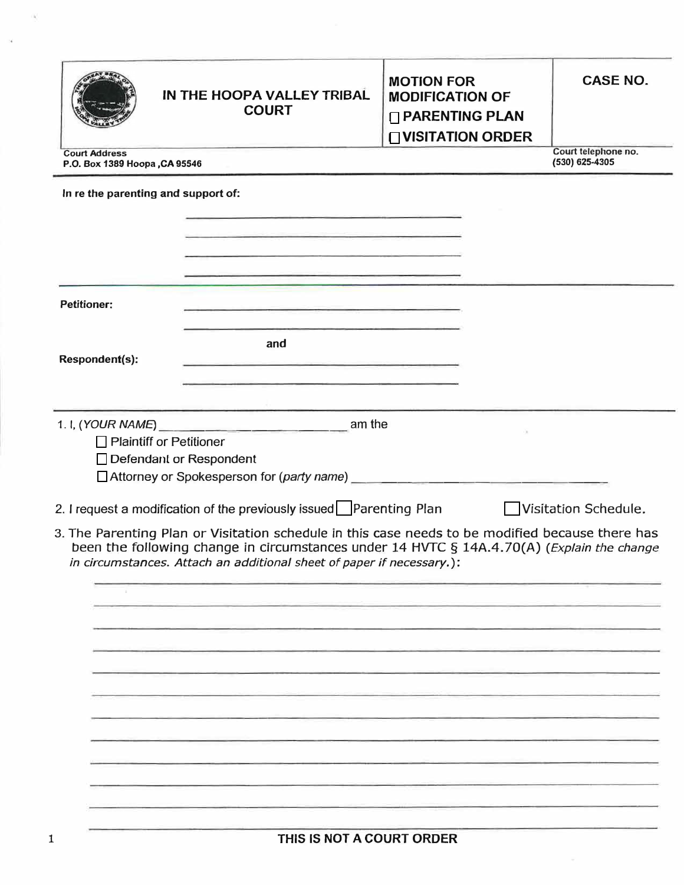| IN THE HOOPA VALLEY TRIBAL COURT | MOTION FOR MODIFICATION OF ☐ PARENTING PLAN ☐ VISITATION ORDER | CASE NO. |
|---|---|---|
| Court Address P.O. Box 1389 Hoopa ,CA 95546 | | Court telephone no. (530) 625-4305 |

**In re the parenting and support of:**

\_\_\_\_\_\_\_\_\_\_\_\_\_\_\_\_\_\_\_\_\_\_\_\_\_\_\_\_\_\_\_\_

\_\_\_\_\_\_\_\_\_\_\_\_\_\_\_\_\_\_\_\_\_\_\_\_\_\_\_\_\_\_\_\_

\_\_\_\_\_\_\_\_\_\_\_\_\_\_\_\_\_\_\_\_\_\_\_\_\_\_\_\_\_\_\_\_

\_\_\_\_\_\_\_\_\_\_\_\_\_\_\_\_\_\_\_\_\_\_\_\_\_\_\_\_\_\_\_\_

**Petitioner:** \_\_\_\_\_\_\_\_\_\_\_\_\_\_\_\_\_\_\_\_\_\_\_\_\_\_\_\_\_\_\_\_

\_\_\_\_\_\_\_\_\_\_\_\_\_\_\_\_\_\_\_\_\_\_\_\_\_\_\_\_\_\_\_\_

**and**

**Respondent(s):** \_\_\_\_\_\_\_\_\_\_\_\_\_\_\_\_\_\_\_\_\_\_\_\_\_\_\_\_\_\_\_\_

\_\_\_\_\_\_\_\_\_\_\_\_\_\_\_\_\_\_\_\_\_\_\_\_\_\_\_\_\_\_\_\_

1. I, (*YOUR NAME*) \_\_\_\_\_\_\_\_\_\_\_\_\_\_\_\_\_\_\_\_\_\_\_\_ am the
   - ☐ Plaintiff or Petitioner
   - ☐ Defendant or Respondent
   - ☐ Attorney or Spokesperson for (*party name*) \_\_\_\_\_\_\_\_\_\_\_\_\_\_\_\_\_\_\_\_\_\_\_\_\_\_\_\_\_\_\_\_

2. I request a modification of the previously issued ☐ Parenting Plan ☐ Visitation Schedule.

3. The Parenting Plan or Visitation schedule in this case needs to be modified because there has been the following change in circumstances under 14 HVTC § 14A.4.70(A) (*Explain the change in circumstances. Attach an additional sheet of paper if necessary.*):

\_\_\_\_\_\_\_\_\_\_\_\_\_\_\_\_\_\_\_\_\_\_\_\_\_\_\_\_\_\_\_\_\_\_\_\_\_\_\_\_\_\_\_\_\_\_\_\_\_\_\_\_\_\_\_\_\_\_\_\_\_\_\_\_\_\_\_\_\_\_

\_\_\_\_\_\_\_\_\_\_\_\_\_\_\_\_\_\_\_\_\_\_\_\_\_\_\_\_\_\_\_\_\_\_\_\_\_\_\_\_\_\_\_\_\_\_\_\_\_\_\_\_\_\_\_\_\_\_\_\_\_\_\_\_\_\_\_\_\_\_

\_\_\_\_\_\_\_\_\_\_\_\_\_\_\_\_\_\_\_\_\_\_\_\_\_\_\_\_\_\_\_\_\_\_\_\_\_\_\_\_\_\_\_\_\_\_\_\_\_\_\_\_\_\_\_\_\_\_\_\_\_\_\_\_\_\_\_\_\_\_

\_\_\_\_\_\_\_\_\_\_\_\_\_\_\_\_\_\_\_\_\_\_\_\_\_\_\_\_\_\_\_\_\_\_\_\_\_\_\_\_\_\_\_\_\_\_\_\_\_\_\_\_\_\_\_\_\_\_\_\_\_\_\_\_\_\_\_\_\_\_

\_\_\_\_\_\_\_\_\_\_\_\_\_\_\_\_\_\_\_\_\_\_\_\_\_\_\_\_\_\_\_\_\_\_\_\_\_\_\_\_\_\_\_\_\_\_\_\_\_\_\_\_\_\_\_\_\_\_\_\_\_\_\_\_\_\_\_\_\_\_

\_\_\_\_\_\_\_\_\_\_\_\_\_\_\_\_\_\_\_\_\_\_\_\_\_\_\_\_\_\_\_\_\_\_\_\_\_\_\_\_\_\_\_\_\_\_\_\_\_\_\_\_\_\_\_\_\_\_\_\_\_\_\_\_\_\_\_\_\_\_

\_\_\_\_\_\_\_\_\_\_\_\_\_\_\_\_\_\_\_\_\_\_\_\_\_\_\_\_\_\_\_\_\_\_\_\_\_\_\_\_\_\_\_\_\_\_\_\_\_\_\_\_\_\_\_\_\_\_\_\_\_\_\_\_\_\_\_\_\_\_

\_\_\_\_\_\_\_\_\_\_\_\_\_\_\_\_\_\_\_\_\_\_\_\_\_\_\_\_\_\_\_\_\_\_\_\_\_\_\_\_\_\_\_\_\_\_\_\_\_\_\_\_\_\_\_\_\_\_\_\_\_\_\_\_\_\_\_\_\_\_

\_\_\_\_\_\_\_\_\_\_\_\_\_\_\_\_\_\_\_\_\_\_\_\_\_\_\_\_\_\_\_\_\_\_\_\_\_\_\_\_\_\_\_\_\_\_\_\_\_\_\_\_\_\_\_\_\_\_\_\_\_\_\_\_\_\_\_\_\_\_

\_\_\_\_\_\_\_\_\_\_\_\_\_\_\_\_\_\_\_\_\_\_\_\_\_\_\_\_\_\_\_\_\_\_\_\_\_\_\_\_\_\_\_\_\_\_\_\_\_\_\_\_\_\_\_\_\_\_\_\_\_\_\_\_\_\_\_\_\_\_

\_\_\_\_\_\_\_\_\_\_\_\_\_\_\_\_\_\_\_\_\_\_\_\_\_\_\_\_\_\_\_\_\_\_\_\_\_\_\_\_\_\_\_\_\_\_\_\_\_\_\_\_\_\_\_\_\_\_\_\_\_\_\_\_\_\_\_\_\_\_

**THIS IS NOT A COURT ORDER**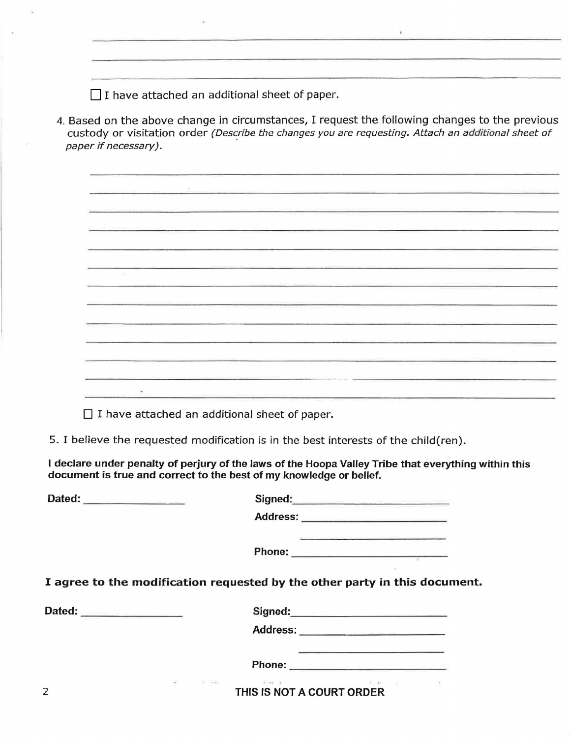\_\_\_\_\_\_\_\_\_\_\_\_\_\_\_\_\_\_\_\_\_\_\_\_\_\_\_\_\_\_\_\_\_\_\_\_\_\_\_\_\_\_\_\_\_\_\_\_\_\_\_\_\_\_\_\_\_\_\_\_

\_\_\_\_\_\_\_\_\_\_\_\_\_\_\_\_\_\_\_\_\_\_\_\_\_\_\_\_\_\_\_\_\_\_\_\_\_\_\_\_\_\_\_\_\_\_\_\_\_\_\_\_\_\_\_\_\_\_\_\_

\_\_\_\_\_\_\_\_\_\_\_\_\_\_\_\_\_\_\_\_\_\_\_\_\_\_\_\_\_\_\_\_\_\_\_\_\_\_\_\_\_\_\_\_\_\_\_\_\_\_\_\_\_\_\_\_\_\_\_\_

☐ I have attached an additional sheet of paper.

4. Based on the above change in circumstances, I request the following changes to the previous custody or visitation order *(Describe the changes you are requesting. Attach an additional sheet of paper if necessary).*

\_\_\_\_\_\_\_\_\_\_\_\_\_\_\_\_\_\_\_\_\_\_\_\_\_\_\_\_\_\_\_\_\_\_\_\_\_\_\_\_\_\_\_\_\_\_\_\_\_\_\_\_\_\_\_\_\_\_\_\_

\_\_\_\_\_\_\_\_\_\_\_\_\_\_\_\_\_\_\_\_\_\_\_\_\_\_\_\_\_\_\_\_\_\_\_\_\_\_\_\_\_\_\_\_\_\_\_\_\_\_\_\_\_\_\_\_\_\_\_\_

\_\_\_\_\_\_\_\_\_\_\_\_\_\_\_\_\_\_\_\_\_\_\_\_\_\_\_\_\_\_\_\_\_\_\_\_\_\_\_\_\_\_\_\_\_\_\_\_\_\_\_\_\_\_\_\_\_\_\_\_

\_\_\_\_\_\_\_\_\_\_\_\_\_\_\_\_\_\_\_\_\_\_\_\_\_\_\_\_\_\_\_\_\_\_\_\_\_\_\_\_\_\_\_\_\_\_\_\_\_\_\_\_\_\_\_\_\_\_\_\_

\_\_\_\_\_\_\_\_\_\_\_\_\_\_\_\_\_\_\_\_\_\_\_\_\_\_\_\_\_\_\_\_\_\_\_\_\_\_\_\_\_\_\_\_\_\_\_\_\_\_\_\_\_\_\_\_\_\_\_\_

\_\_\_\_\_\_\_\_\_\_\_\_\_\_\_\_\_\_\_\_\_\_\_\_\_\_\_\_\_\_\_\_\_\_\_\_\_\_\_\_\_\_\_\_\_\_\_\_\_\_\_\_\_\_\_\_\_\_\_\_

\_\_\_\_\_\_\_\_\_\_\_\_\_\_\_\_\_\_\_\_\_\_\_\_\_\_\_\_\_\_\_\_\_\_\_\_\_\_\_\_\_\_\_\_\_\_\_\_\_\_\_\_\_\_\_\_\_\_\_\_

\_\_\_\_\_\_\_\_\_\_\_\_\_\_\_\_\_\_\_\_\_\_\_\_\_\_\_\_\_\_\_\_\_\_\_\_\_\_\_\_\_\_\_\_\_\_\_\_\_\_\_\_\_\_\_\_\_\_\_\_

\_\_\_\_\_\_\_\_\_\_\_\_\_\_\_\_\_\_\_\_\_\_\_\_\_\_\_\_\_\_\_\_\_\_\_\_\_\_\_\_\_\_\_\_\_\_\_\_\_\_\_\_\_\_\_\_\_\_\_\_

\_\_\_\_\_\_\_\_\_\_\_\_\_\_\_\_\_\_\_\_\_\_\_\_\_\_\_\_\_\_\_\_\_\_\_\_\_\_\_\_\_\_\_\_\_\_\_\_\_\_\_\_\_\_\_\_\_\_\_\_

\_\_\_\_\_\_\_\_\_\_\_\_\_\_\_\_\_\_\_\_\_\_\_\_\_\_\_\_\_\_\_\_\_\_\_\_\_\_\_\_\_\_\_\_\_\_\_\_\_\_\_\_\_\_\_\_\_\_\_\_

\_\_\_\_\_\_\_\_\_\_\_\_\_\_\_\_\_\_\_\_\_\_\_\_\_\_\_\_\_\_\_\_\_\_\_\_\_\_\_\_\_\_\_\_\_\_\_\_\_\_\_\_\_\_\_\_\_\_\_\_

\_\_\_\_\_\_\_\_\_\_\_\_\_\_\_\_\_\_\_\_\_\_\_\_\_\_\_\_\_\_\_\_\_\_\_\_\_\_\_\_\_\_\_\_\_\_\_\_\_\_\_\_\_\_\_\_\_\_\_\_

☐ I have attached an additional sheet of paper.

5. I believe the requested modification is in the best interests of the child(ren).

**I declare under penalty of perjury of the laws of the Hoopa Valley Tribe that everything within this document is true and correct to the best of my knowledge or belief.**

**Dated:** \_\_\_\_\_\_\_\_\_\_\_\_\_\_\_\_

**Signed:** \_\_\_\_\_\_\_\_\_\_\_\_\_\_\_\_\_\_\_\_\_\_\_\_

**Address:** \_\_\_\_\_\_\_\_\_\_\_\_\_\_\_\_\_\_\_\_\_\_\_\_

\_\_\_\_\_\_\_\_\_\_\_\_\_\_\_\_\_\_\_\_\_\_\_\_

**Phone:** \_\_\_\_\_\_\_\_\_\_\_\_\_\_\_\_\_\_\_\_\_\_\_\_

**I agree to the modification requested by the other party in this document.**

**Dated:** \_\_\_\_\_\_\_\_\_\_\_\_\_\_\_\_

**Signed:** \_\_\_\_\_\_\_\_\_\_\_\_\_\_\_\_\_\_\_\_\_\_\_\_

**Address:** \_\_\_\_\_\_\_\_\_\_\_\_\_\_\_\_\_\_\_\_\_\_\_\_

\_\_\_\_\_\_\_\_\_\_\_\_\_\_\_\_\_\_\_\_\_\_\_\_

**Phone:** \_\_\_\_\_\_\_\_\_\_\_\_\_\_\_\_\_\_\_\_\_\_\_\_

**THIS IS NOT A COURT ORDER**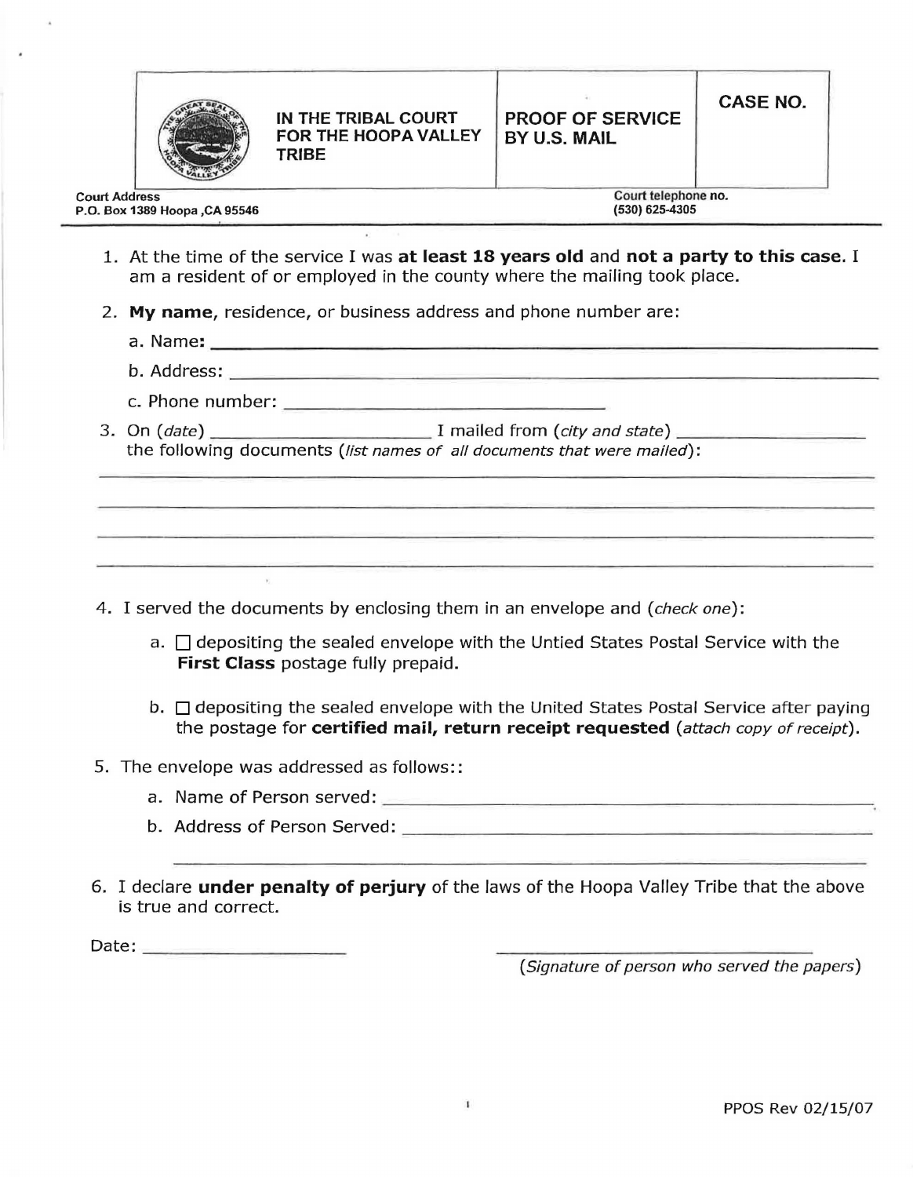| | | | |
|---|---|---|---|
| | **IN THE TRIBAL COURT FOR THE HOOPA VALLEY TRIBE** | **PROOF OF SERVICE BY U.S. MAIL** | **CASE NO.** |

**Court Address**
**P.O. Box 1389 Hoopa ,CA 95546**

**Court telephone no.**
**(530) 625-4305**

1. At the time of the service I was **at least 18 years old** and **not a party to this case**. I am a resident of or employed in the county where the mailing took place.

2. **My name**, residence, or business address and phone number are:

   a. Name**:** ______________________________

   b. Address: ______________________________

   c. Phone number: ______________________________

3. On (*date*) ____________________ I mailed from (*city and state*) ____________________ the following documents (*list names of all documents that were mailed*):

______________________________________________________________________

______________________________________________________________________

______________________________________________________________________

______________________________________________________________________

4. I served the documents by enclosing them in an envelope and (*check one*):

   a. ☐ depositing the sealed envelope with the Untied States Postal Service with the **First Class** postage fully prepaid.

   b. ☐ depositing the sealed envelope with the United States Postal Service after paying the postage for **certified mail, return receipt requested** (*attach copy of receipt*).

5. The envelope was addressed as follows::

   a. Name of Person served: ______________________________

   b. Address of Person Served: ______________________________

   ______________________________________________________________

6. I declare **under penalty of perjury** of the laws of the Hoopa Valley Tribe that the above is true and correct.

Date: ____________________

______________________________
(*Signature of person who served the papers*)

PPOS Rev 02/15/07